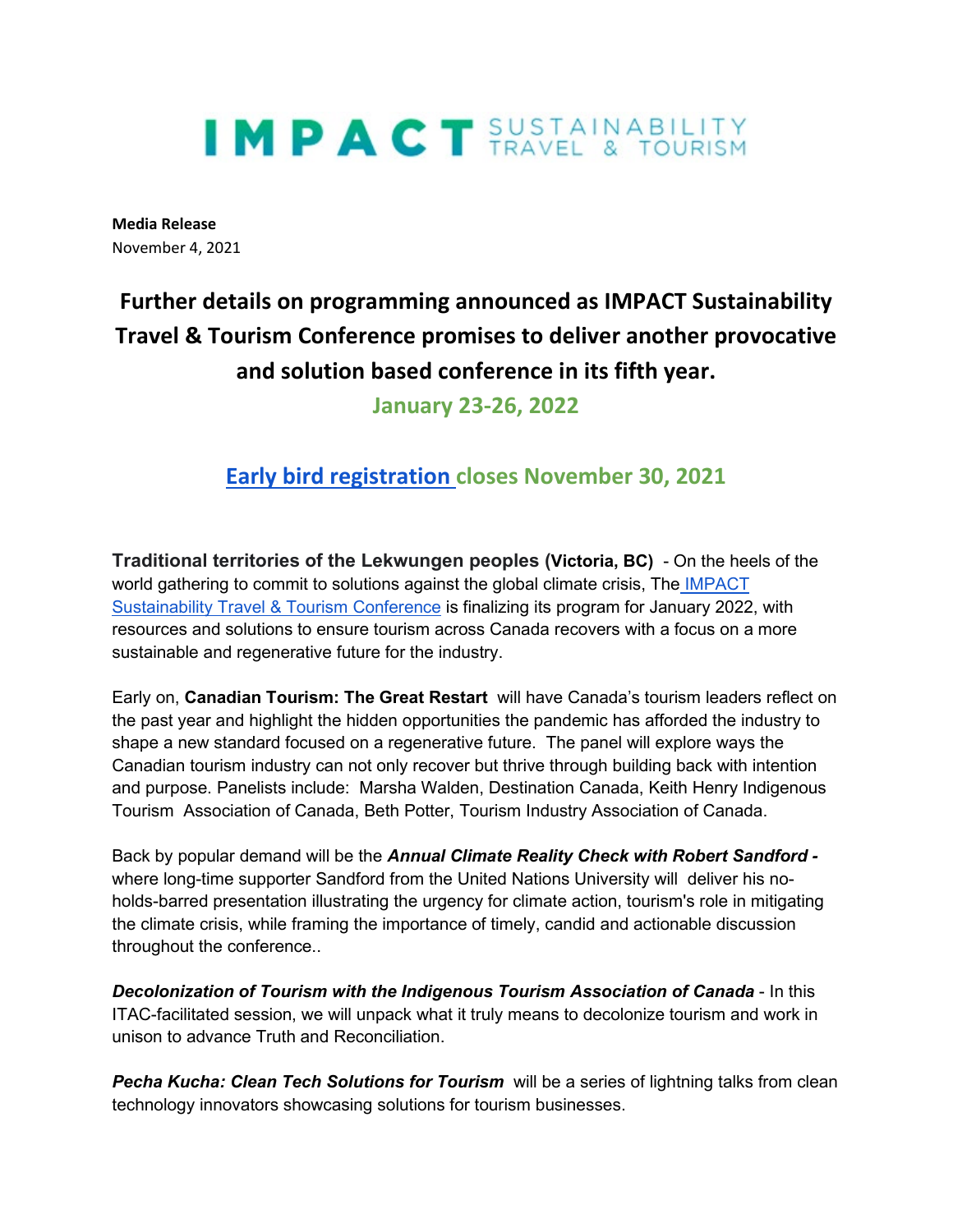# IMPACT SUSTAINABILITY TRAVEL & TOURISM

**Media Release**
November 4, 2021

## Further details on programming announced as IMPACT Sustainability Travel & Tourism Conference promises to deliver another provocative and solution based conference in its fifth year.

### January 23-26, 2022

### Early bird registration closes November 30, 2021

**Traditional territories of the Lekwungen peoples (Victoria, BC)** - On the heels of the world gathering to commit to solutions against the global climate crisis, The IMPACT Sustainability Travel & Tourism Conference is finalizing its program for January 2022, with resources and solutions to ensure tourism across Canada recovers with a focus on a more sustainable and regenerative future for the industry.

Early on, **Canadian Tourism: The Great Restart** will have Canada's tourism leaders reflect on the past year and highlight the hidden opportunities the pandemic has afforded the industry to shape a new standard focused on a regenerative future. The panel will explore ways the Canadian tourism industry can not only recover but thrive through building back with intention and purpose. Panelists include: Marsha Walden, Destination Canada, Keith Henry Indigenous Tourism Association of Canada, Beth Potter, Tourism Industry Association of Canada.

Back by popular demand will be the ***Annual Climate Reality Check with Robert Sandford -*** where long-time supporter Sandford from the United Nations University will deliver his no-holds-barred presentation illustrating the urgency for climate action, tourism's role in mitigating the climate crisis, while framing the importance of timely, candid and actionable discussion throughout the conference..

***Decolonization of Tourism with the Indigenous Tourism Association of Canada*** - In this ITAC-facilitated session, we will unpack what it truly means to decolonize tourism and work in unison to advance Truth and Reconciliation.

***Pecha Kucha: Clean Tech Solutions for Tourism*** will be a series of lightning talks from clean technology innovators showcasing solutions for tourism businesses.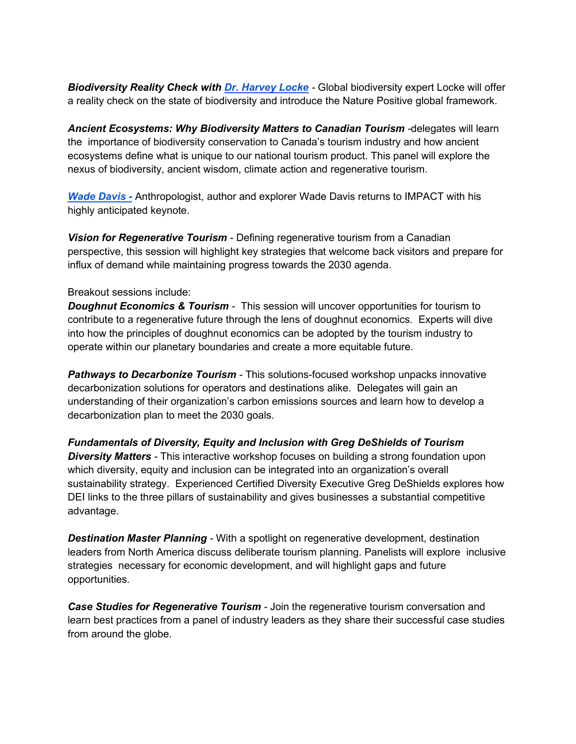***Biodiversity Reality Check with [Dr. Harvey Locke](#)*** - Global biodiversity expert Locke will offer a reality check on the state of biodiversity and introduce the Nature Positive global framework.

***Ancient Ecosystems: Why Biodiversity Matters to Canadian Tourism*** -delegates will learn the importance of biodiversity conservation to Canada's tourism industry and how ancient ecosystems define what is unique to our national tourism product. This panel will explore the nexus of biodiversity, ancient wisdom, climate action and regenerative tourism.

***[Wade Davis -](#)*** Anthropologist, author and explorer Wade Davis returns to IMPACT with his highly anticipated keynote.

***Vision for Regenerative Tourism*** - Defining regenerative tourism from a Canadian perspective, this session will highlight key strategies that welcome back visitors and prepare for influx of demand while maintaining progress towards the 2030 agenda.

Breakout sessions include:

***Doughnut Economics & Tourism*** - This session will uncover opportunities for tourism to contribute to a regenerative future through the lens of doughnut economics. Experts will dive into how the principles of doughnut economics can be adopted by the tourism industry to operate within our planetary boundaries and create a more equitable future.

***Pathways to Decarbonize Tourism*** - This solutions-focused workshop unpacks innovative decarbonization solutions for operators and destinations alike. Delegates will gain an understanding of their organization's carbon emissions sources and learn how to develop a decarbonization plan to meet the 2030 goals.

***Fundamentals of Diversity, Equity and Inclusion with Greg DeShields of Tourism Diversity Matters*** - This interactive workshop focuses on building a strong foundation upon which diversity, equity and inclusion can be integrated into an organization's overall sustainability strategy. Experienced Certified Diversity Executive Greg DeShields explores how DEI links to the three pillars of sustainability and gives businesses a substantial competitive advantage.

***Destination Master Planning*** - With a spotlight on regenerative development, destination leaders from North America discuss deliberate tourism planning. Panelists will explore inclusive strategies necessary for economic development, and will highlight gaps and future opportunities.

***Case Studies for Regenerative Tourism*** - Join the regenerative tourism conversation and learn best practices from a panel of industry leaders as they share their successful case studies from around the globe.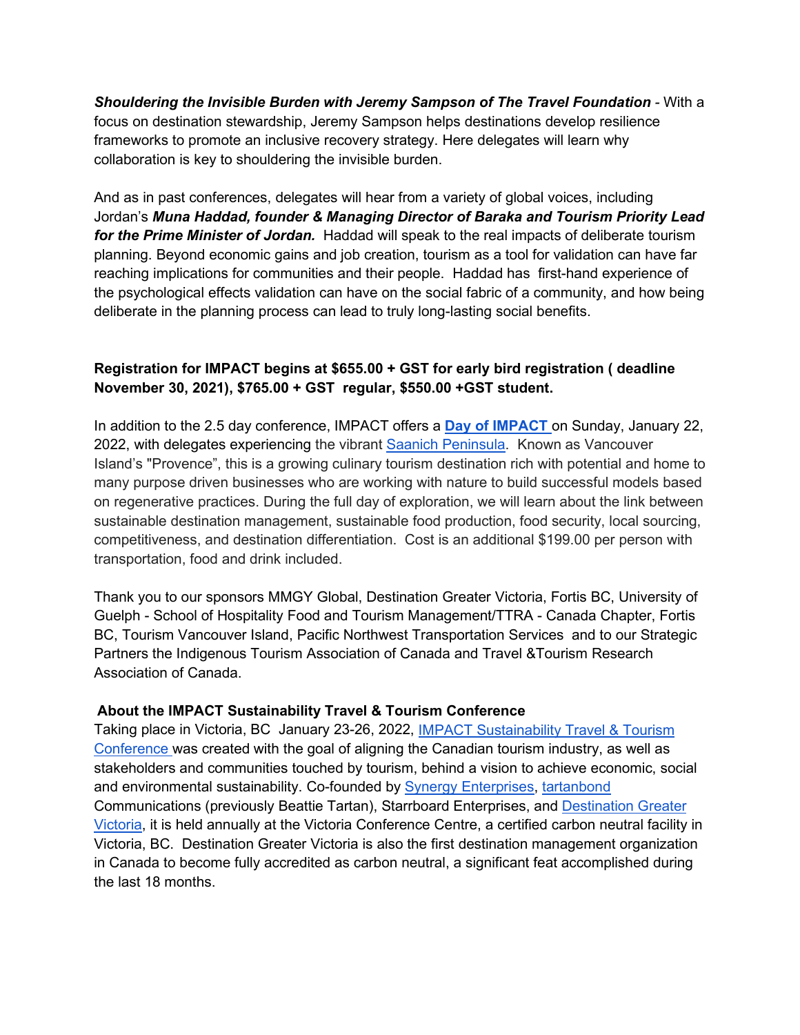***Shouldering the Invisible Burden with Jeremy Sampson of The Travel Foundation*** - With a focus on destination stewardship, Jeremy Sampson helps destinations develop resilience frameworks to promote an inclusive recovery strategy. Here delegates will learn why collaboration is key to shouldering the invisible burden.

And as in past conferences, delegates will hear from a variety of global voices, including Jordan's ***Muna Haddad, founder & Managing Director of Baraka and Tourism Priority Lead for the Prime Minister of Jordan.*** Haddad will speak to the real impacts of deliberate tourism planning. Beyond economic gains and job creation, tourism as a tool for validation can have far reaching implications for communities and their people. Haddad has first-hand experience of the psychological effects validation can have on the social fabric of a community, and how being deliberate in the planning process can lead to truly long-lasting social benefits.

**Registration for IMPACT begins at $655.00 + GST for early bird registration ( deadline November 30, 2021), $765.00 + GST regular, $550.00 +GST student.**

In addition to the 2.5 day conference, IMPACT offers a **Day of IMPACT** on Sunday, January 22, 2022, with delegates experiencing the vibrant Saanich Peninsula. Known as Vancouver Island's "Provence", this is a growing culinary tourism destination rich with potential and home to many purpose driven businesses who are working with nature to build successful models based on regenerative practices. During the full day of exploration, we will learn about the link between sustainable destination management, sustainable food production, food security, local sourcing, competitiveness, and destination differentiation. Cost is an additional $199.00 per person with transportation, food and drink included.

Thank you to our sponsors MMGY Global, Destination Greater Victoria, Fortis BC, University of Guelph - School of Hospitality Food and Tourism Management/TTRA - Canada Chapter, Fortis BC, Tourism Vancouver Island, Pacific Northwest Transportation Services and to our Strategic Partners the Indigenous Tourism Association of Canada and Travel &Tourism Research Association of Canada.

**About the IMPACT Sustainability Travel & Tourism Conference**

Taking place in Victoria, BC January 23-26, 2022, IMPACT Sustainability Travel & Tourism Conference was created with the goal of aligning the Canadian tourism industry, as well as stakeholders and communities touched by tourism, behind a vision to achieve economic, social and environmental sustainability. Co-founded by Synergy Enterprises, tartanbond Communications (previously Beattie Tartan), Starrboard Enterprises, and Destination Greater Victoria, it is held annually at the Victoria Conference Centre, a certified carbon neutral facility in Victoria, BC. Destination Greater Victoria is also the first destination management organization in Canada to become fully accredited as carbon neutral, a significant feat accomplished during the last 18 months.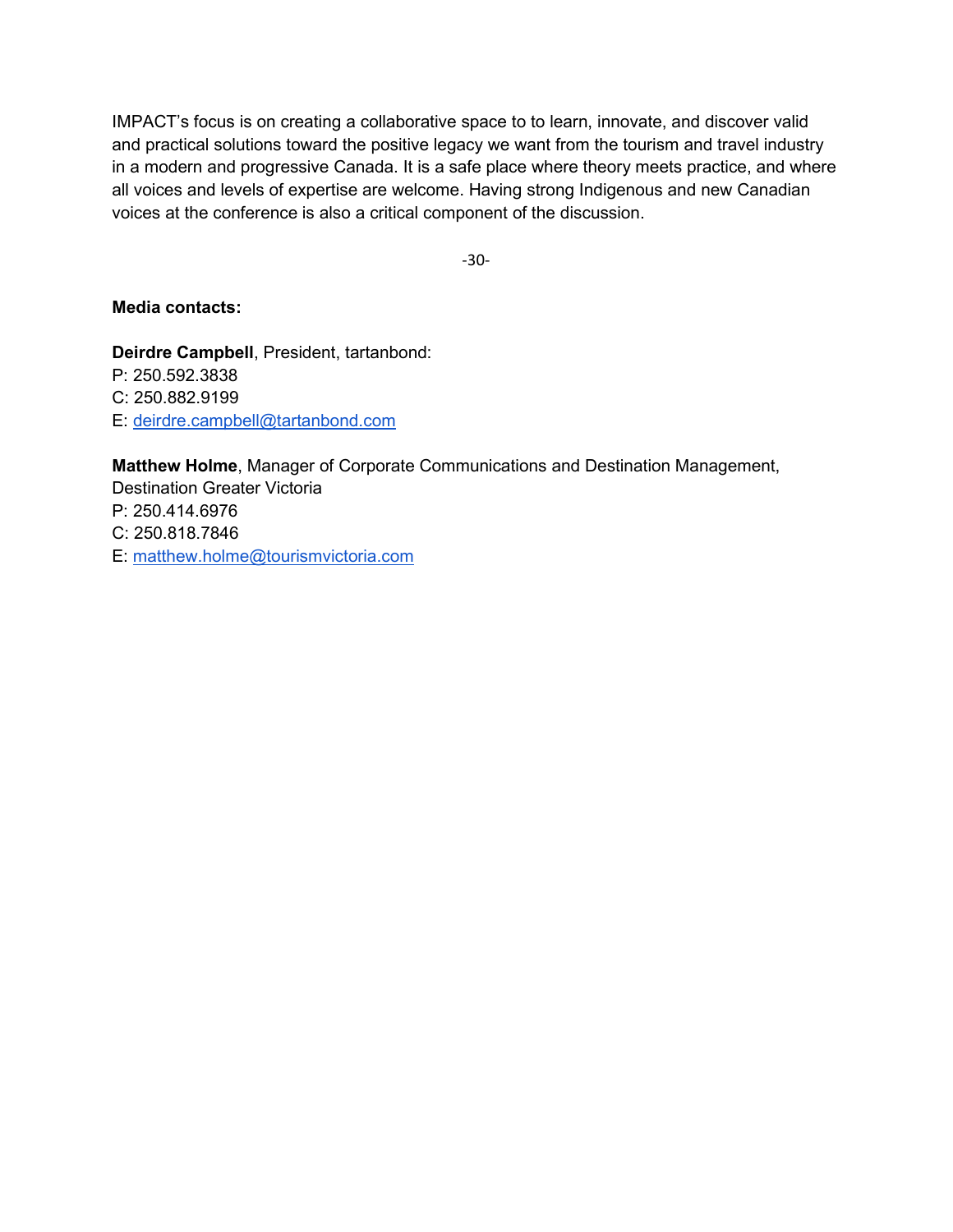IMPACT's focus is on creating a collaborative space to to learn, innovate, and discover valid and practical solutions toward the positive legacy we want from the tourism and travel industry in a modern and progressive Canada. It is a safe place where theory meets practice, and where all voices and levels of expertise are welcome. Having strong Indigenous and new Canadian voices at the conference is also a critical component of the discussion.

-30-

**Media contacts:**

**Deirdre Campbell**, President, tartanbond:
P: 250.592.3838
C: 250.882.9199
E: deirdre.campbell@tartanbond.com

**Matthew Holme**, Manager of Corporate Communications and Destination Management, Destination Greater Victoria
P: 250.414.6976
C: 250.818.7846
E: matthew.holme@tourismvictoria.com